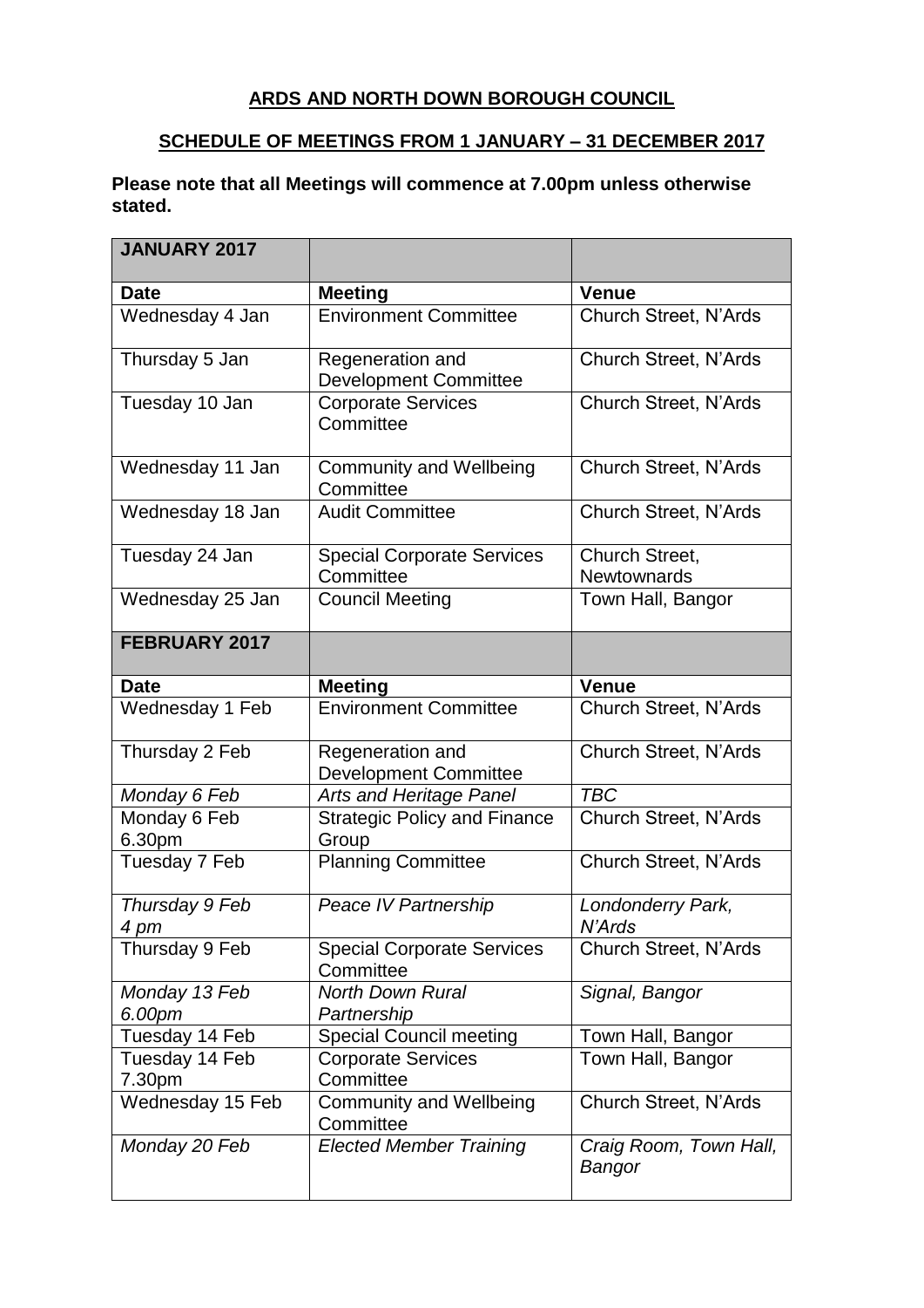# ARDS AND NORTH DOWN BOROUGH COUNCIL

## SCHEDULE OF MEETINGS FROM 1 JANUARY – 31 DECEMBER 2017

**Please note that all Meetings will commence at 7.00pm unless otherwise stated.**

| **JANUARY 2017** | | |
|---|---|---|
| **Date** | **Meeting** | **Venue** |
| Wednesday 4 Jan | Environment Committee | Church Street, N'Ards |
| Thursday 5 Jan | Regeneration and Development Committee | Church Street, N'Ards |
| Tuesday 10 Jan | Corporate Services Committee | Church Street, N'Ards |
| Wednesday 11 Jan | Community and Wellbeing Committee | Church Street, N'Ards |
| Wednesday 18 Jan | Audit Committee | Church Street, N'Ards |
| Tuesday 24 Jan | Special Corporate Services Committee | Church Street, Newtownards |
| Wednesday 25 Jan | Council Meeting | Town Hall, Bangor |
| **FEBRUARY 2017** | | |
| **Date** | **Meeting** | **Venue** |
| Wednesday 1 Feb | Environment Committee | Church Street, N'Ards |
| Thursday 2 Feb | Regeneration and Development Committee | Church Street, N'Ards |
| *Monday 6 Feb* | *Arts and Heritage Panel* | *TBC* |
| Monday 6 Feb 6.30pm | Strategic Policy and Finance Group | Church Street, N'Ards |
| Tuesday 7 Feb | Planning Committee | Church Street, N'Ards |
| *Thursday 9 Feb 4 pm* | *Peace IV Partnership* | *Londonderry Park, N'Ards* |
| Thursday 9 Feb | Special Corporate Services Committee | Church Street, N'Ards |
| *Monday 13 Feb 6.00pm* | *North Down Rural Partnership* | *Signal, Bangor* |
| Tuesday 14 Feb | Special Council meeting | Town Hall, Bangor |
| Tuesday 14 Feb 7.30pm | Corporate Services Committee | Town Hall, Bangor |
| Wednesday 15 Feb | Community and Wellbeing Committee | Church Street, N'Ards |
| *Monday 20 Feb* | *Elected Member Training* | *Craig Room, Town Hall, Bangor* |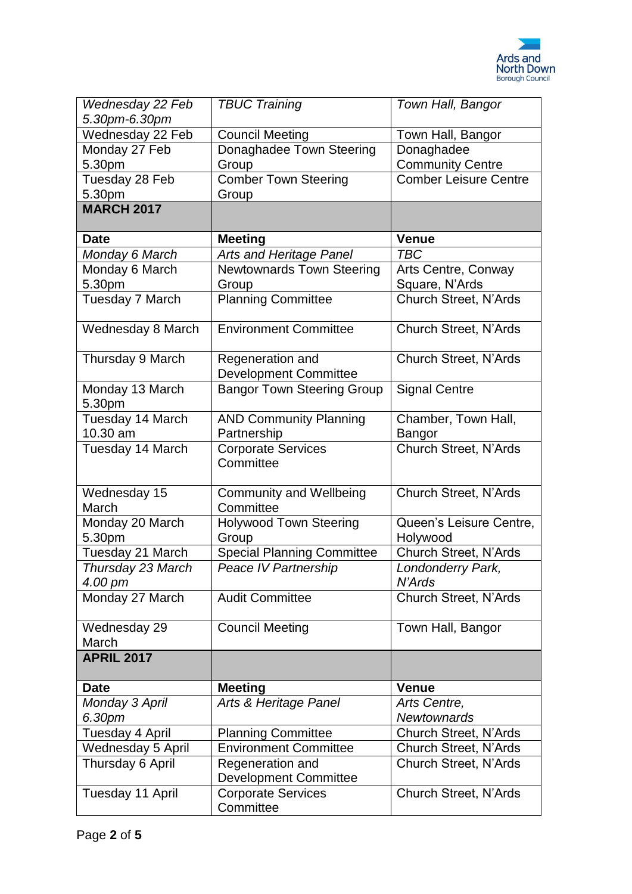| | | |
|---|---|---|
| *Wednesday 22 Feb 5.30pm-6.30pm* | *TBUC Training* | *Town Hall, Bangor* |
| Wednesday 22 Feb | Council Meeting | Town Hall, Bangor |
| Monday 27 Feb 5.30pm | Donaghadee Town Steering Group | Donaghadee Community Centre |
| Tuesday 28 Feb 5.30pm | Comber Town Steering Group | Comber Leisure Centre |
| **MARCH 2017** | | |
| **Date** | **Meeting** | **Venue** |
| *Monday 6 March* | *Arts and Heritage Panel* | *TBC* |
| Monday 6 March 5.30pm | Newtownards Town Steering Group | Arts Centre, Conway Square, N'Ards |
| Tuesday 7 March | Planning Committee | Church Street, N'Ards |
| Wednesday 8 March | Environment Committee | Church Street, N'Ards |
| Thursday 9 March | Regeneration and Development Committee | Church Street, N'Ards |
| Monday 13 March 5.30pm | Bangor Town Steering Group | Signal Centre |
| Tuesday 14 March 10.30 am | AND Community Planning Partnership | Chamber, Town Hall, Bangor |
| Tuesday 14 March | Corporate Services Committee | Church Street, N'Ards |
| Wednesday 15 March | Community and Wellbeing Committee | Church Street, N'Ards |
| Monday 20 March 5.30pm | Holywood Town Steering Group | Queen's Leisure Centre, Holywood |
| Tuesday 21 March | Special Planning Committee | Church Street, N'Ards |
| *Thursday 23 March 4.00 pm* | *Peace IV Partnership* | *Londonderry Park, N'Ards* |
| Monday 27 March | Audit Committee | Church Street, N'Ards |
| Wednesday 29 March | Council Meeting | Town Hall, Bangor |
| **APRIL 2017** | | |
| **Date** | **Meeting** | **Venue** |
| *Monday 3 April 6.30pm* | *Arts & Heritage Panel* | *Arts Centre, Newtownards* |
| Tuesday 4 April | Planning Committee | Church Street, N'Ards |
| Wednesday 5 April | Environment Committee | Church Street, N'Ards |
| Thursday 6 April | Regeneration and Development Committee | Church Street, N'Ards |
| Tuesday 11 April | Corporate Services Committee | Church Street, N'Ards |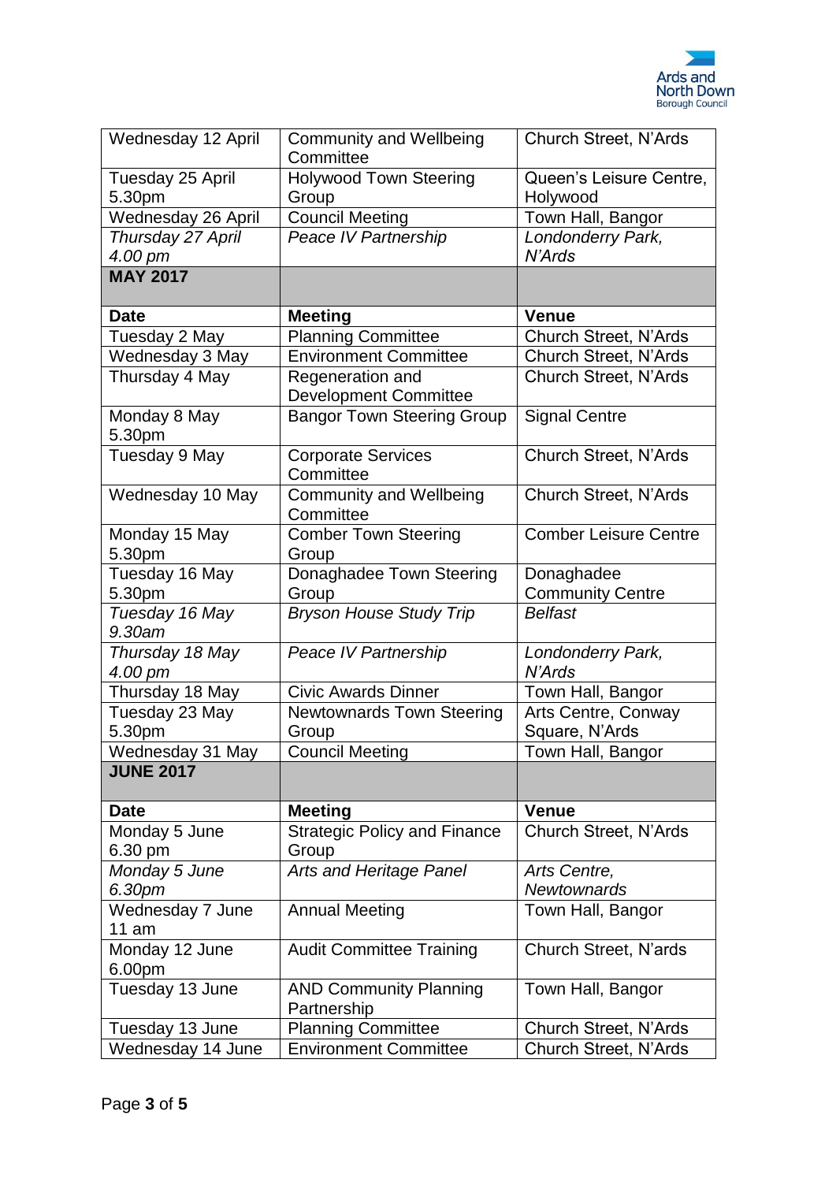| | | |
|---|---|---|
| Wednesday 12 April | Community and Wellbeing Committee | Church Street, N'Ards |
| Tuesday 25 April 5.30pm | Holywood Town Steering Group | Queen's Leisure Centre, Holywood |
| Wednesday 26 April | Council Meeting | Town Hall, Bangor |
| *Thursday 27 April 4.00 pm* | *Peace IV Partnership* | *Londonderry Park, N'Ards* |
| **MAY 2017** | | |
| **Date** | **Meeting** | **Venue** |
| Tuesday 2 May | Planning Committee | Church Street, N'Ards |
| Wednesday 3 May | Environment Committee | Church Street, N'Ards |
| Thursday 4 May | Regeneration and Development Committee | Church Street, N'Ards |
| Monday 8 May 5.30pm | Bangor Town Steering Group | Signal Centre |
| Tuesday 9 May | Corporate Services Committee | Church Street, N'Ards |
| Wednesday 10 May | Community and Wellbeing Committee | Church Street, N'Ards |
| Monday 15 May 5.30pm | Comber Town Steering Group | Comber Leisure Centre |
| Tuesday 16 May 5.30pm | Donaghadee Town Steering Group | Donaghadee Community Centre |
| *Tuesday 16 May 9.30am* | *Bryson House Study Trip* | *Belfast* |
| *Thursday 18 May 4.00 pm* | *Peace IV Partnership* | *Londonderry Park, N'Ards* |
| Thursday 18 May | Civic Awards Dinner | Town Hall, Bangor |
| Tuesday 23 May 5.30pm | Newtownards Town Steering Group | Arts Centre, Conway Square, N'Ards |
| Wednesday 31 May | Council Meeting | Town Hall, Bangor |
| **JUNE 2017** | | |
| **Date** | **Meeting** | **Venue** |
| Monday 5 June 6.30 pm | Strategic Policy and Finance Group | Church Street, N'Ards |
| *Monday 5 June 6.30pm* | *Arts and Heritage Panel* | *Arts Centre, Newtownards* |
| Wednesday 7 June 11 am | Annual Meeting | Town Hall, Bangor |
| Monday 12 June 6.00pm | Audit Committee Training | Church Street, N'ards |
| Tuesday 13 June | AND Community Planning Partnership | Town Hall, Bangor |
| Tuesday 13 June | Planning Committee | Church Street, N'Ards |
| Wednesday 14 June | Environment Committee | Church Street, N'Ards |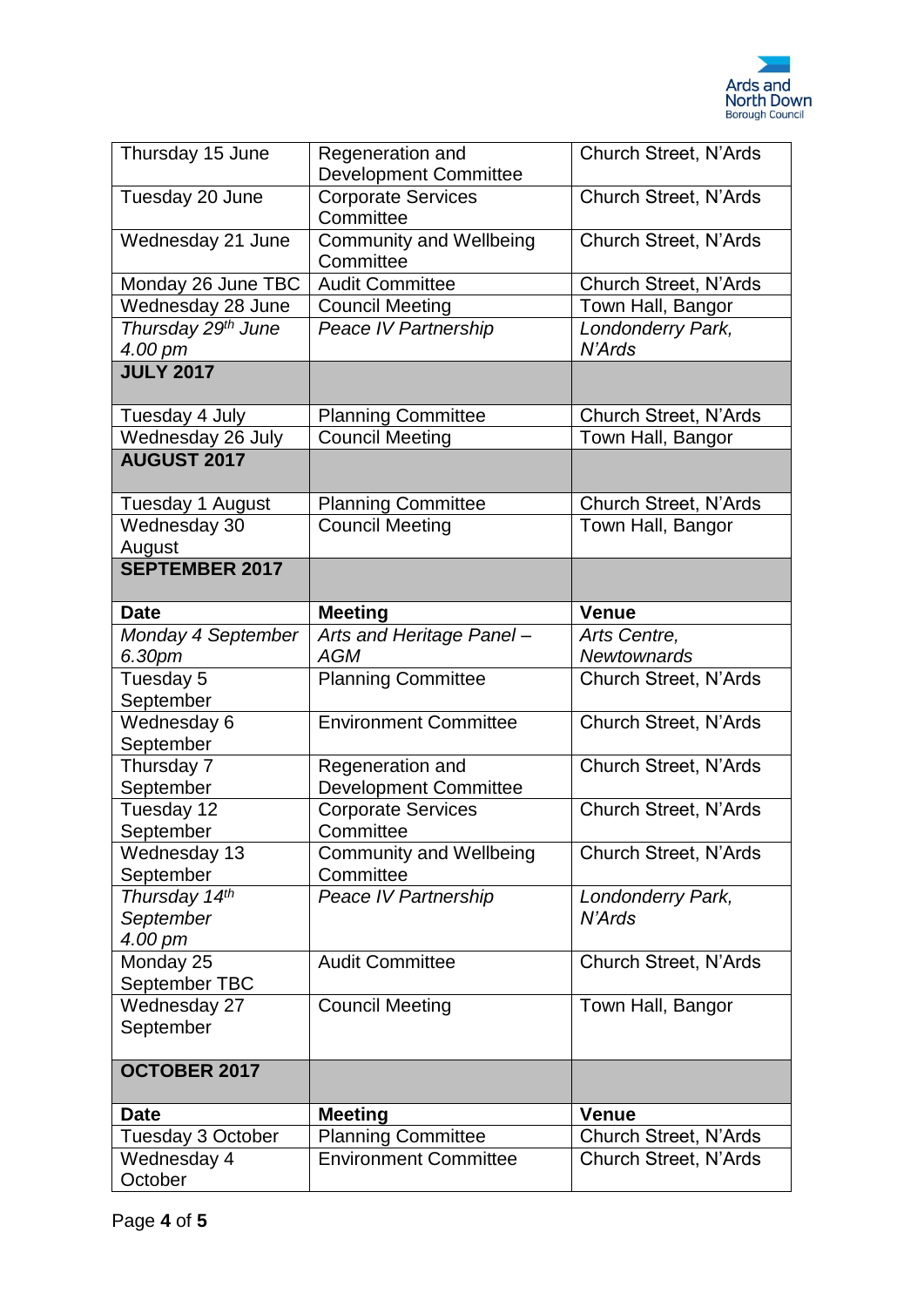| | | |
|---|---|---|
| Thursday 15 June | Regeneration and Development Committee | Church Street, N'Ards |
| Tuesday 20 June | Corporate Services Committee | Church Street, N'Ards |
| Wednesday 21 June | Community and Wellbeing Committee | Church Street, N'Ards |
| Monday 26 June TBC | Audit Committee | Church Street, N'Ards |
| Wednesday 28 June | Council Meeting | Town Hall, Bangor |
| *Thursday 29th June 4.00 pm* | *Peace IV Partnership* | *Londonderry Park, N'Ards* |
| **JULY 2017** | | |
| Tuesday 4 July | Planning Committee | Church Street, N'Ards |
| Wednesday 26 July | Council Meeting | Town Hall, Bangor |
| **AUGUST 2017** | | |
| Tuesday 1 August | Planning Committee | Church Street, N'Ards |
| Wednesday 30 August | Council Meeting | Town Hall, Bangor |
| **SEPTEMBER 2017** | | |
| **Date** | **Meeting** | **Venue** |
| *Monday 4 September 6.30pm* | *Arts and Heritage Panel – AGM* | *Arts Centre, Newtownards* |
| Tuesday 5 September | Planning Committee | Church Street, N'Ards |
| Wednesday 6 September | Environment Committee | Church Street, N'Ards |
| Thursday 7 September | Regeneration and Development Committee | Church Street, N'Ards |
| Tuesday 12 September | Corporate Services Committee | Church Street, N'Ards |
| Wednesday 13 September | Community and Wellbeing Committee | Church Street, N'Ards |
| *Thursday 14th September 4.00 pm* | *Peace IV Partnership* | *Londonderry Park, N'Ards* |
| Monday 25 September TBC | Audit Committee | Church Street, N'Ards |
| Wednesday 27 September | Council Meeting | Town Hall, Bangor |
| **OCTOBER 2017** | | |
| **Date** | **Meeting** | **Venue** |
| Tuesday 3 October | Planning Committee | Church Street, N'Ards |
| Wednesday 4 October | Environment Committee | Church Street, N'Ards |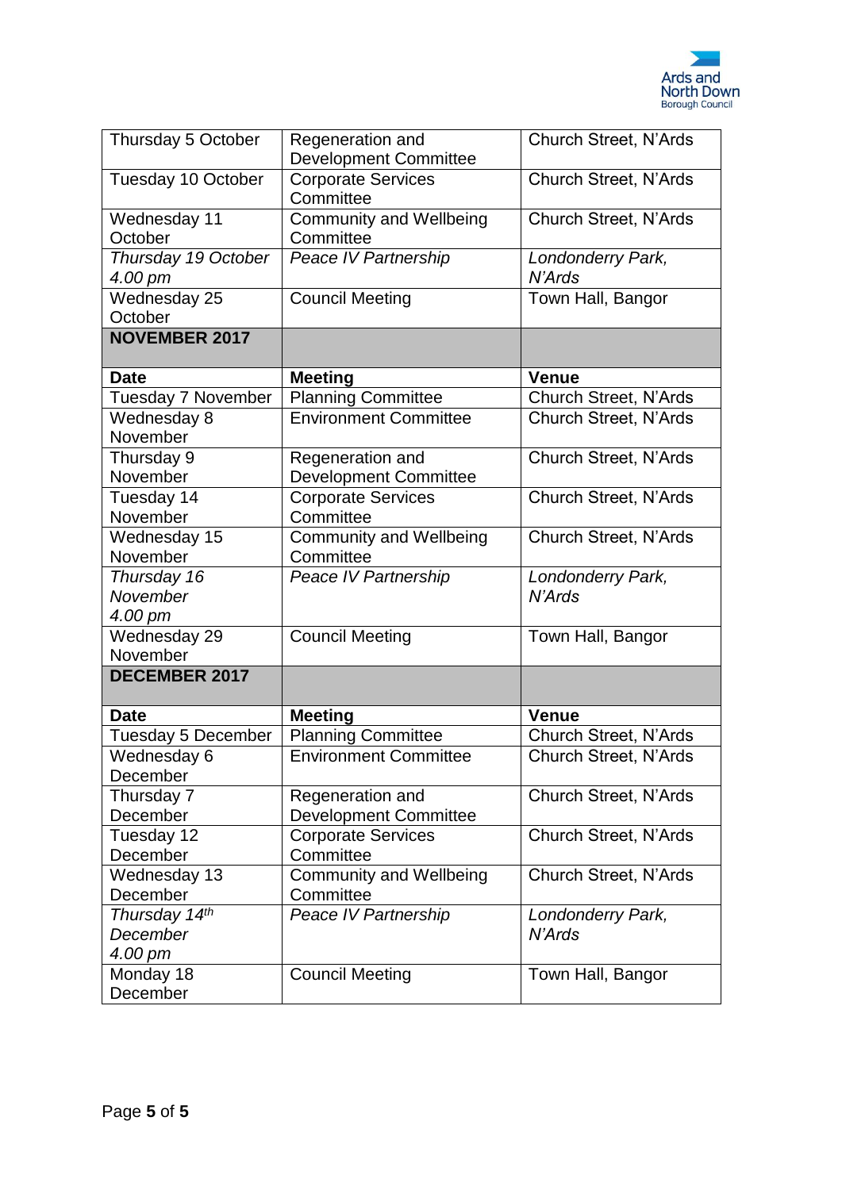| | | |
|---|---|---|
| Thursday 5 October | Regeneration and Development Committee | Church Street, N'Ards |
| Tuesday 10 October | Corporate Services Committee | Church Street, N'Ards |
| Wednesday 11 October | Community and Wellbeing Committee | Church Street, N'Ards |
| *Thursday 19 October 4.00 pm* | *Peace IV Partnership* | *Londonderry Park, N'Ards* |
| Wednesday 25 October | Council Meeting | Town Hall, Bangor |
| **NOVEMBER 2017** | | |
| **Date** | **Meeting** | **Venue** |
| Tuesday 7 November | Planning Committee | Church Street, N'Ards |
| Wednesday 8 November | Environment Committee | Church Street, N'Ards |
| Thursday 9 November | Regeneration and Development Committee | Church Street, N'Ards |
| Tuesday 14 November | Corporate Services Committee | Church Street, N'Ards |
| Wednesday 15 November | Community and Wellbeing Committee | Church Street, N'Ards |
| *Thursday 16 November 4.00 pm* | *Peace IV Partnership* | *Londonderry Park, N'Ards* |
| Wednesday 29 November | Council Meeting | Town Hall, Bangor |
| **DECEMBER 2017** | | |
| **Date** | **Meeting** | **Venue** |
| Tuesday 5 December | Planning Committee | Church Street, N'Ards |
| Wednesday 6 December | Environment Committee | Church Street, N'Ards |
| Thursday 7 December | Regeneration and Development Committee | Church Street, N'Ards |
| Tuesday 12 December | Corporate Services Committee | Church Street, N'Ards |
| Wednesday 13 December | Community and Wellbeing Committee | Church Street, N'Ards |
| *Thursday 14th December 4.00 pm* | *Peace IV Partnership* | *Londonderry Park, N'Ards* |
| Monday 18 December | Council Meeting | Town Hall, Bangor |